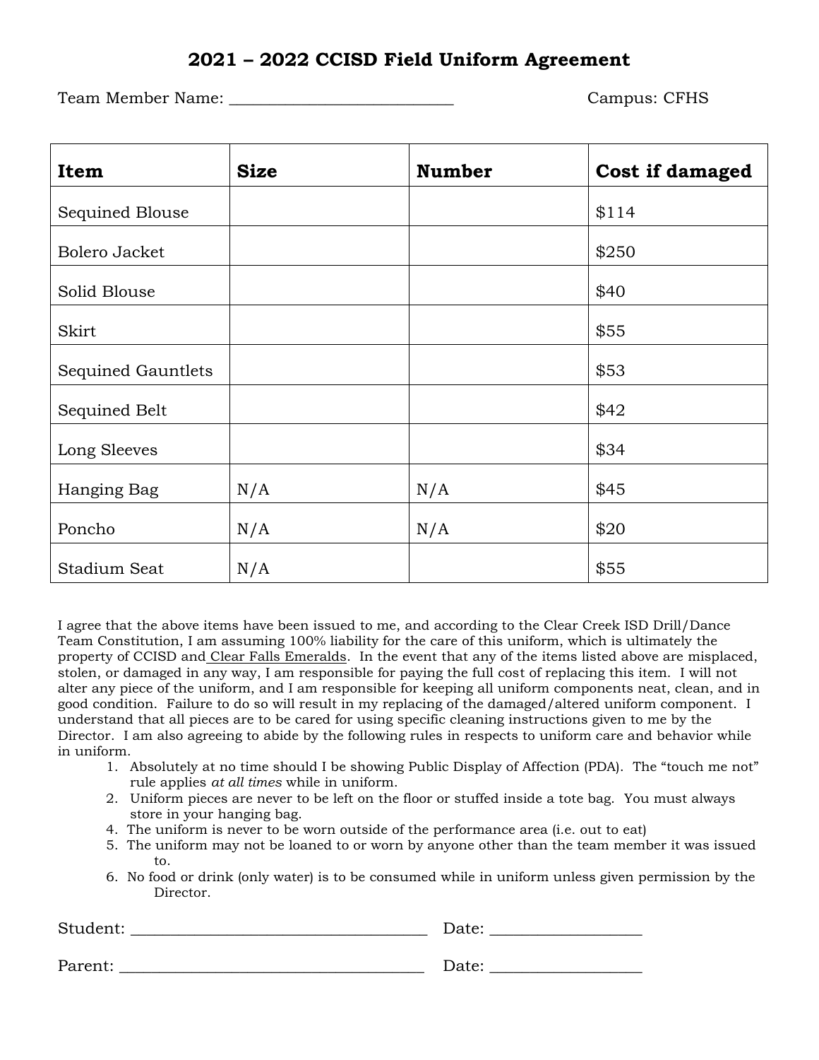# 2021 – 2022 CCISD Field Uniform Agreement

Team Member Name: ___________________________ Campus: CFHS

| Item | Size | Number | Cost if damaged |
| --- | --- | --- | --- |
| Sequined Blouse | | | $114 |
| Bolero Jacket | | | $250 |
| Solid Blouse | | | $40 |
| Skirt | | | $55 |
| Sequined Gauntlets | | | $53 |
| Sequined Belt | | | $42 |
| Long Sleeves | | | $34 |
| Hanging Bag | N/A | N/A | $45 |
| Poncho | N/A | N/A | $20 |
| Stadium Seat | N/A | | $55 |

I agree that the above items have been issued to me, and according to the Clear Creek ISD Drill/Dance Team Constitution, I am assuming 100% liability for the care of this uniform, which is ultimately the property of CCISD and Clear Falls Emeralds. In the event that any of the items listed above are misplaced, stolen, or damaged in any way, I am responsible for paying the full cost of replacing this item. I will not alter any piece of the uniform, and I am responsible for keeping all uniform components neat, clean, and in good condition. Failure to do so will result in my replacing of the damaged/altered uniform component. I understand that all pieces are to be cared for using specific cleaning instructions given to me by the Director. I am also agreeing to abide by the following rules in respects to uniform care and behavior while in uniform.

1. Absolutely at no time should I be showing Public Display of Affection (PDA). The "touch me not" rule applies *at all times* while in uniform.
2. Uniform pieces are never to be left on the floor or stuffed inside a tote bag. You must always store in your hanging bag.
4. The uniform is never to be worn outside of the performance area (i.e. out to eat)
5. The uniform may not be loaned to or worn by anyone other than the team member it was issued to.
6. No food or drink (only water) is to be consumed while in uniform unless given permission by the Director.

Student: ___________________________________ Date: __________________

Parent: ____________________________________ Date: __________________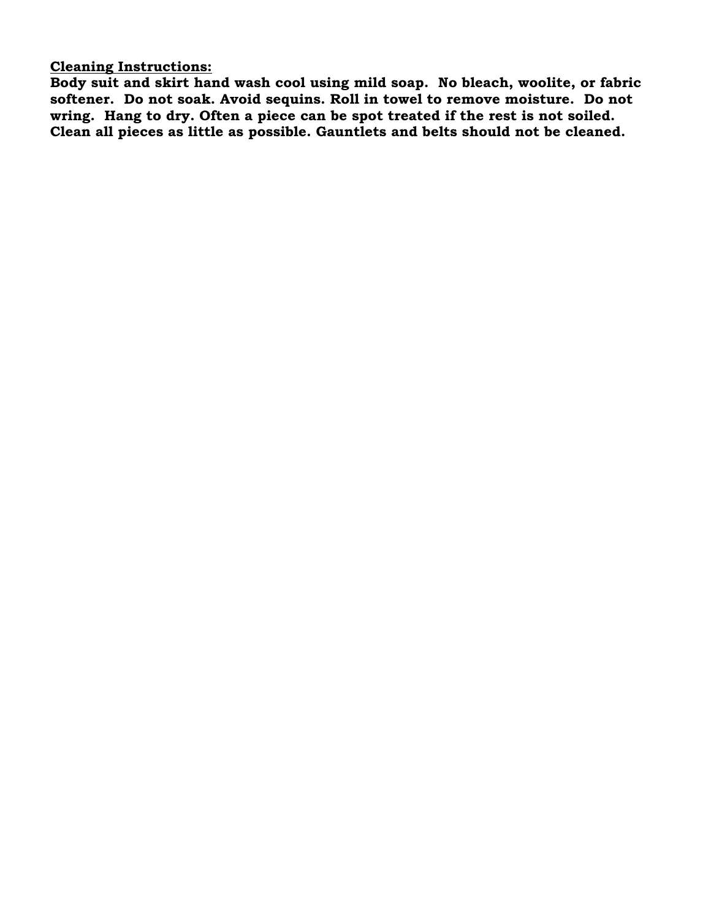<u>**Cleaning Instructions:**</u>

**Body suit and skirt hand wash cool using mild soap. No bleach, woolite, or fabric softener. Do not soak. Avoid sequins. Roll in towel to remove moisture. Do not wring. Hang to dry. Often a piece can be spot treated if the rest is not soiled. Clean all pieces as little as possible. Gauntlets and belts should not be cleaned.**